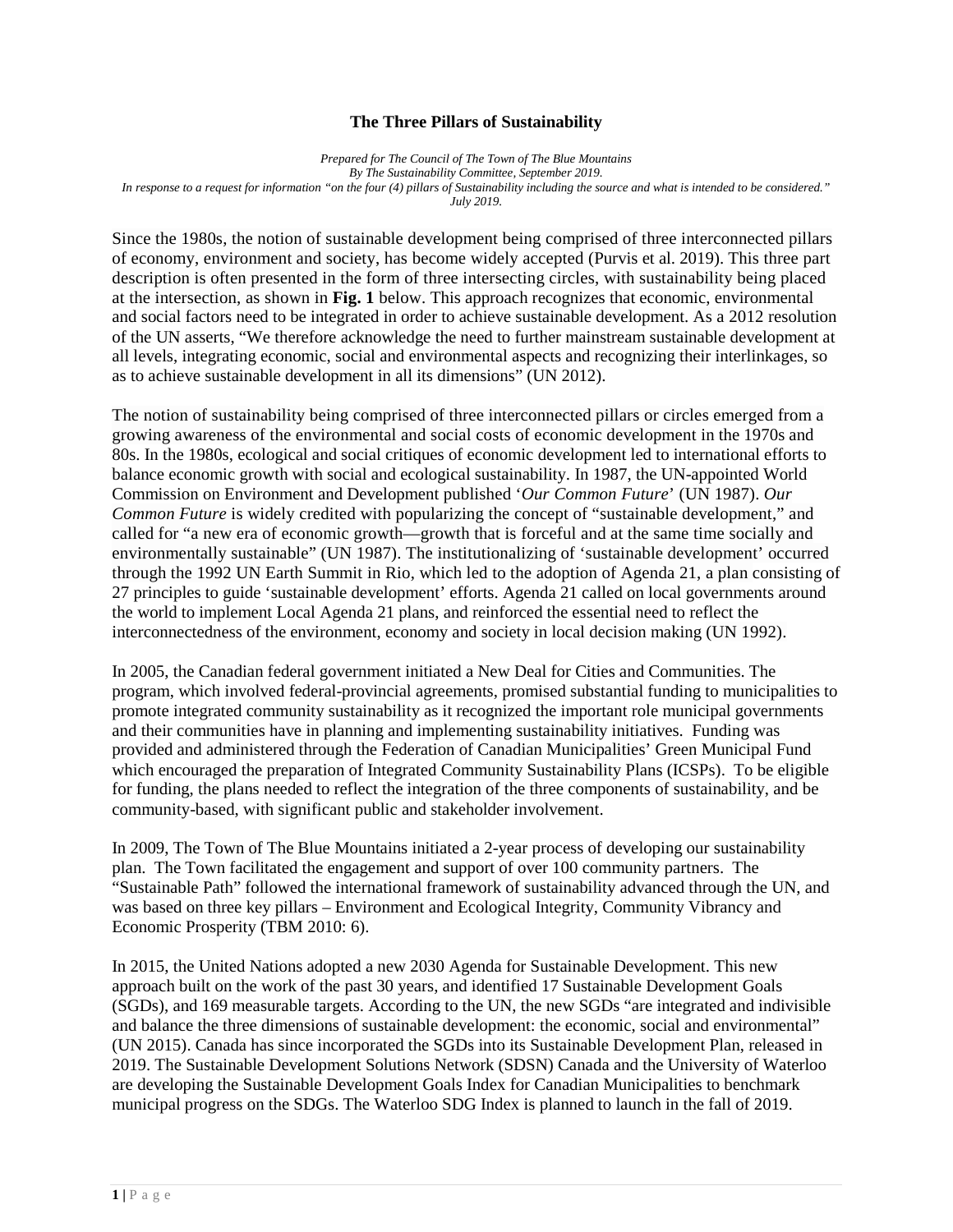# The Three Pillars of Sustainability

*Prepared for The Council of The Town of The Blue Mountains*
*By The Sustainability Committee, September 2019.*
*In response to a request for information "on the four (4) pillars of Sustainability including the source and what is intended to be considered." July 2019.*

Since the 1980s, the notion of sustainable development being comprised of three interconnected pillars of economy, environment and society, has become widely accepted (Purvis et al. 2019). This three part description is often presented in the form of three intersecting circles, with sustainability being placed at the intersection, as shown in **Fig. 1** below. This approach recognizes that economic, environmental and social factors need to be integrated in order to achieve sustainable development. As a 2012 resolution of the UN asserts, "We therefore acknowledge the need to further mainstream sustainable development at all levels, integrating economic, social and environmental aspects and recognizing their interlinkages, so as to achieve sustainable development in all its dimensions" (UN 2012).

The notion of sustainability being comprised of three interconnected pillars or circles emerged from a growing awareness of the environmental and social costs of economic development in the 1970s and 80s. In the 1980s, ecological and social critiques of economic development led to international efforts to balance economic growth with social and ecological sustainability. In 1987, the UN-appointed World Commission on Environment and Development published '*Our Common Future*' (UN 1987). *Our Common Future* is widely credited with popularizing the concept of "sustainable development," and called for "a new era of economic growth—growth that is forceful and at the same time socially and environmentally sustainable" (UN 1987). The institutionalizing of 'sustainable development' occurred through the 1992 UN Earth Summit in Rio, which led to the adoption of Agenda 21, a plan consisting of 27 principles to guide 'sustainable development' efforts. Agenda 21 called on local governments around the world to implement Local Agenda 21 plans, and reinforced the essential need to reflect the interconnectedness of the environment, economy and society in local decision making (UN 1992).

In 2005, the Canadian federal government initiated a New Deal for Cities and Communities. The program, which involved federal-provincial agreements, promised substantial funding to municipalities to promote integrated community sustainability as it recognized the important role municipal governments and their communities have in planning and implementing sustainability initiatives. Funding was provided and administered through the Federation of Canadian Municipalities' Green Municipal Fund which encouraged the preparation of Integrated Community Sustainability Plans (ICSPs). To be eligible for funding, the plans needed to reflect the integration of the three components of sustainability, and be community-based, with significant public and stakeholder involvement.

In 2009, The Town of The Blue Mountains initiated a 2-year process of developing our sustainability plan. The Town facilitated the engagement and support of over 100 community partners. The "Sustainable Path" followed the international framework of sustainability advanced through the UN, and was based on three key pillars – Environment and Ecological Integrity, Community Vibrancy and Economic Prosperity (TBM 2010: 6).

In 2015, the United Nations adopted a new 2030 Agenda for Sustainable Development. This new approach built on the work of the past 30 years, and identified 17 Sustainable Development Goals (SGDs), and 169 measurable targets. According to the UN, the new SGDs "are integrated and indivisible and balance the three dimensions of sustainable development: the economic, social and environmental" (UN 2015). Canada has since incorporated the SGDs into its Sustainable Development Plan, released in 2019. The Sustainable Development Solutions Network (SDSN) Canada and the University of Waterloo are developing the Sustainable Development Goals Index for Canadian Municipalities to benchmark municipal progress on the SDGs. The Waterloo SDG Index is planned to launch in the fall of 2019.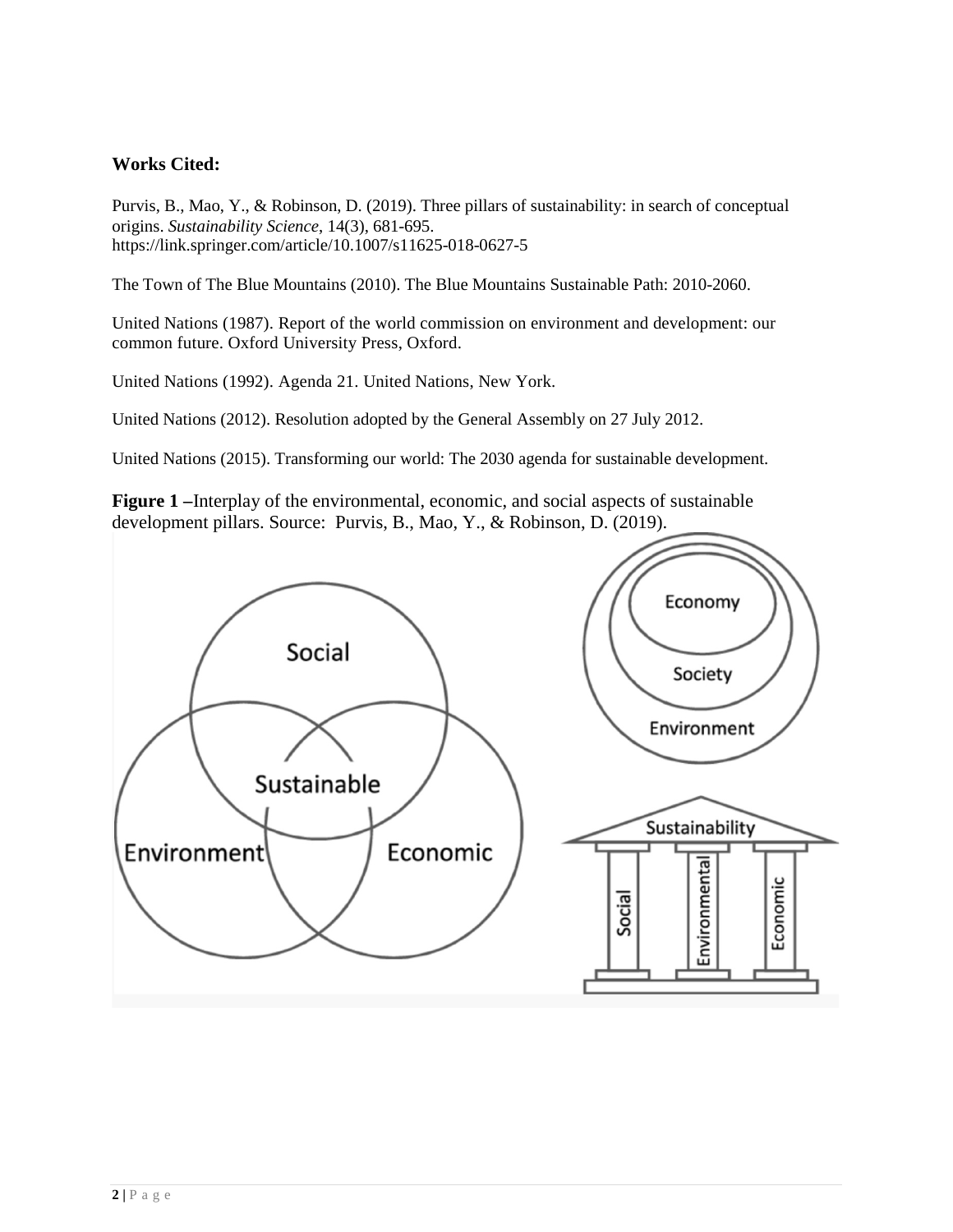**Works Cited:**

Purvis, B., Mao, Y., & Robinson, D. (2019). Three pillars of sustainability: in search of conceptual origins. *Sustainability Science*, 14(3), 681-695. https://link.springer.com/article/10.1007/s11625-018-0627-5

The Town of The Blue Mountains (2010). The Blue Mountains Sustainable Path: 2010-2060.

United Nations (1987). Report of the world commission on environment and development: our common future. Oxford University Press, Oxford.

United Nations (1992). Agenda 21. United Nations, New York.

United Nations (2012). Resolution adopted by the General Assembly on 27 July 2012.

United Nations (2015). Transforming our world: The 2030 agenda for sustainable development.

**Figure 1 –**Interplay of the environmental, economic, and social aspects of sustainable development pillars. Source: Purvis, B., Mao, Y., & Robinson, D. (2019).

Social

Sustainable

Environment

Economic

Economy

Society

Environment

Sustainability

Social

Environmental

Economic